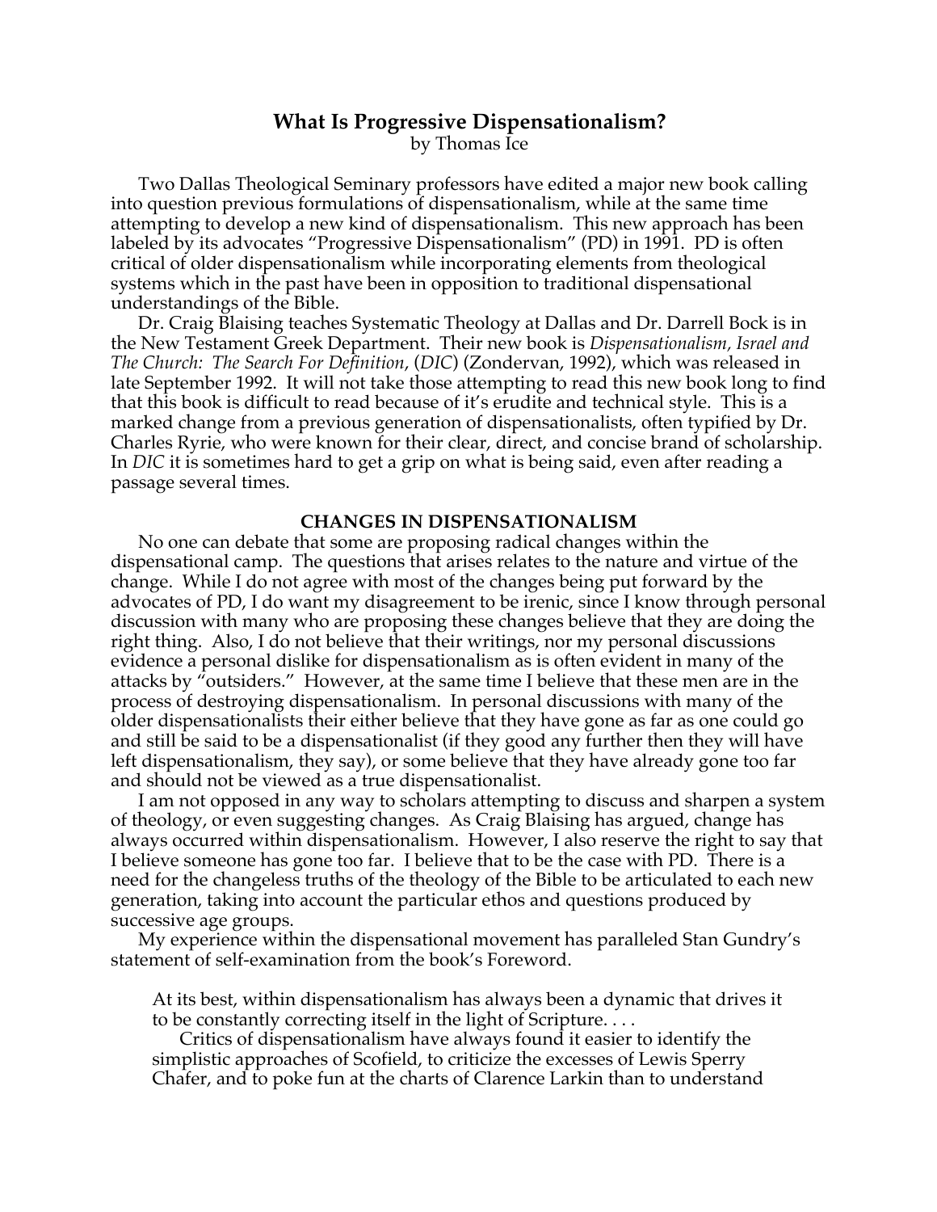# What Is Progressive Dispensationalism?

by Thomas Ice

Two Dallas Theological Seminary professors have edited a major new book calling into question previous formulations of dispensationalism, while at the same time attempting to develop a new kind of dispensationalism. This new approach has been labeled by its advocates "Progressive Dispensationalism" (PD) in 1991. PD is often critical of older dispensationalism while incorporating elements from theological systems which in the past have been in opposition to traditional dispensational understandings of the Bible.

Dr. Craig Blaising teaches Systematic Theology at Dallas and Dr. Darrell Bock is in the New Testament Greek Department. Their new book is *Dispensationalism, Israel and The Church: The Search For Definition*, (*DIC*) (Zondervan, 1992), which was released in late September 1992. It will not take those attempting to read this new book long to find that this book is difficult to read because of it's erudite and technical style. This is a marked change from a previous generation of dispensationalists, often typified by Dr. Charles Ryrie, who were known for their clear, direct, and concise brand of scholarship. In *DIC* it is sometimes hard to get a grip on what is being said, even after reading a passage several times.

## CHANGES IN DISPENSATIONALISM

No one can debate that some are proposing radical changes within the dispensational camp. The questions that arises relates to the nature and virtue of the change. While I do not agree with most of the changes being put forward by the advocates of PD, I do want my disagreement to be irenic, since I know through personal discussion with many who are proposing these changes believe that they are doing the right thing. Also, I do not believe that their writings, nor my personal discussions evidence a personal dislike for dispensationalism as is often evident in many of the attacks by "outsiders." However, at the same time I believe that these men are in the process of destroying dispensationalism. In personal discussions with many of the older dispensationalists their either believe that they have gone as far as one could go and still be said to be a dispensationalist (if they good any further then they will have left dispensationalism, they say), or some believe that they have already gone too far and should not be viewed as a true dispensationalist.

I am not opposed in any way to scholars attempting to discuss and sharpen a system of theology, or even suggesting changes. As Craig Blaising has argued, change has always occurred within dispensationalism. However, I also reserve the right to say that I believe someone has gone too far. I believe that to be the case with PD. There is a need for the changeless truths of the theology of the Bible to be articulated to each new generation, taking into account the particular ethos and questions produced by successive age groups.

My experience within the dispensational movement has paralleled Stan Gundry's statement of self-examination from the book's Foreword.

> At its best, within dispensationalism has always been a dynamic that drives it to be constantly correcting itself in the light of Scripture. . . .
>
> Critics of dispensationalism have always found it easier to identify the simplistic approaches of Scofield, to criticize the excesses of Lewis Sperry Chafer, and to poke fun at the charts of Clarence Larkin than to understand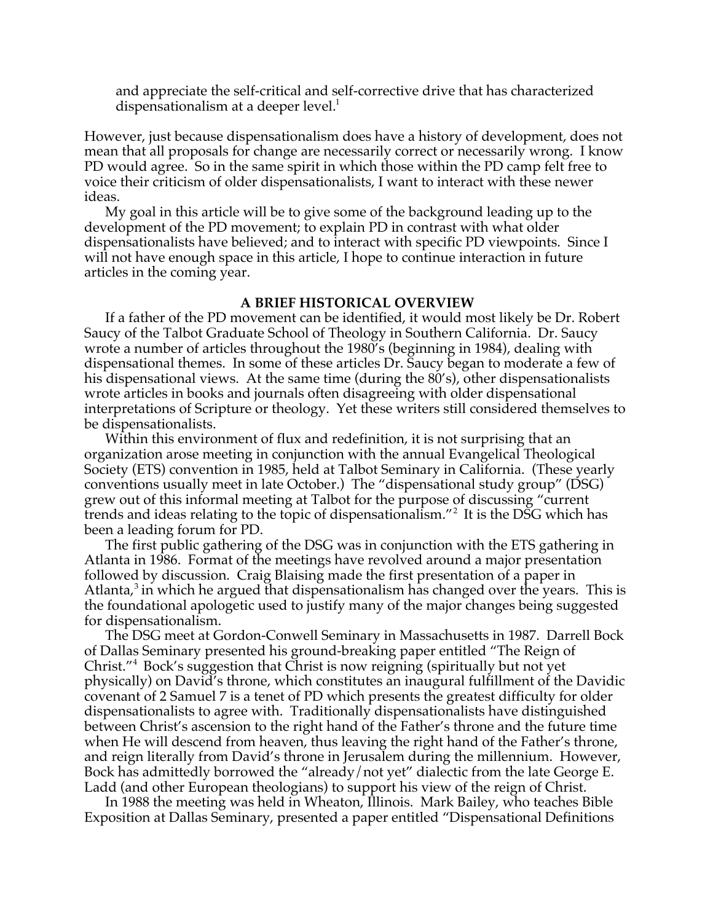> and appreciate the self-critical and self-corrective drive that has characterized dispensationalism at a deeper level.[1]

However, just because dispensationalism does have a history of development, does not mean that all proposals for change are necessarily correct or necessarily wrong. I know PD would agree. So in the same spirit in which those within the PD camp felt free to voice their criticism of older dispensationalists, I want to interact with these newer ideas.

My goal in this article will be to give some of the background leading up to the development of the PD movement; to explain PD in contrast with what older dispensationalists have believed; and to interact with specific PD viewpoints. Since I will not have enough space in this article, I hope to continue interaction in future articles in the coming year.

## A BRIEF HISTORICAL OVERVIEW

If a father of the PD movement can be identified, it would most likely be Dr. Robert Saucy of the Talbot Graduate School of Theology in Southern California. Dr. Saucy wrote a number of articles throughout the 1980's (beginning in 1984), dealing with dispensational themes. In some of these articles Dr. Saucy began to moderate a few of his dispensational views. At the same time (during the 80's), other dispensationalists wrote articles in books and journals often disagreeing with older dispensational interpretations of Scripture or theology. Yet these writers still considered themselves to be dispensationalists.

Within this environment of flux and redefinition, it is not surprising that an organization arose meeting in conjunction with the annual Evangelical Theological Society (ETS) convention in 1985, held at Talbot Seminary in California. (These yearly conventions usually meet in late October.) The "dispensational study group" (DSG) grew out of this informal meeting at Talbot for the purpose of discussing "current trends and ideas relating to the topic of dispensationalism."[2] It is the DSG which has been a leading forum for PD.

The first public gathering of the DSG was in conjunction with the ETS gathering in Atlanta in 1986. Format of the meetings have revolved around a major presentation followed by discussion. Craig Blaising made the first presentation of a paper in Atlanta,[3] in which he argued that dispensationalism has changed over the years. This is the foundational apologetic used to justify many of the major changes being suggested for dispensationalism.

The DSG meet at Gordon-Conwell Seminary in Massachusetts in 1987. Darrell Bock of Dallas Seminary presented his ground-breaking paper entitled "The Reign of Christ."[4] Bock's suggestion that Christ is now reigning (spiritually but not yet physically) on David's throne, which constitutes an inaugural fulfillment of the Davidic covenant of 2 Samuel 7 is a tenet of PD which presents the greatest difficulty for older dispensationalists to agree with. Traditionally dispensationalists have distinguished between Christ's ascension to the right hand of the Father's throne and the future time when He will descend from heaven, thus leaving the right hand of the Father's throne, and reign literally from David's throne in Jerusalem during the millennium. However, Bock has admittedly borrowed the "already/not yet" dialectic from the late George E. Ladd (and other European theologians) to support his view of the reign of Christ.

In 1988 the meeting was held in Wheaton, Illinois. Mark Bailey, who teaches Bible Exposition at Dallas Seminary, presented a paper entitled "Dispensational Definitions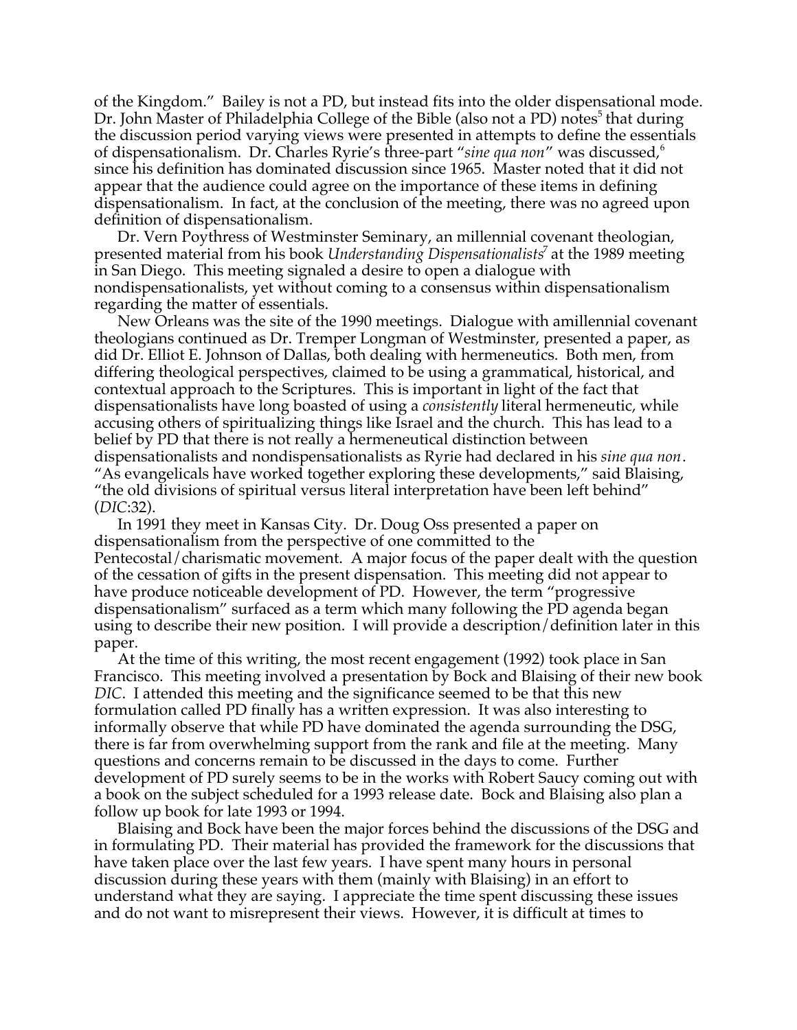of the Kingdom." Bailey is not a PD, but instead fits into the older dispensational mode. Dr. John Master of Philadelphia College of the Bible (also not a PD) notes[5] that during the discussion period varying views were presented in attempts to define the essentials of dispensationalism. Dr. Charles Ryrie's three-part "*sine qua non*" was discussed,[6] since his definition has dominated discussion since 1965. Master noted that it did not appear that the audience could agree on the importance of these items in defining dispensationalism. In fact, at the conclusion of the meeting, there was no agreed upon definition of dispensationalism.

Dr. Vern Poythress of Westminster Seminary, an millennial covenant theologian, presented material from his book *Understanding Dispensationalists*[7] at the 1989 meeting in San Diego. This meeting signaled a desire to open a dialogue with nondispensationalists, yet without coming to a consensus within dispensationalism regarding the matter of essentials.

New Orleans was the site of the 1990 meetings. Dialogue with amillennial covenant theologians continued as Dr. Tremper Longman of Westminster, presented a paper, as did Dr. Elliot E. Johnson of Dallas, both dealing with hermeneutics. Both men, from differing theological perspectives, claimed to be using a grammatical, historical, and contextual approach to the Scriptures. This is important in light of the fact that dispensationalists have long boasted of using a *consistently* literal hermeneutic, while accusing others of spiritualizing things like Israel and the church. This has lead to a belief by PD that there is not really a hermeneutical distinction between dispensationalists and nondispensationalists as Ryrie had declared in his *sine qua non*. "As evangelicals have worked together exploring these developments," said Blaising, "the old divisions of spiritual versus literal interpretation have been left behind" (*DIC*:32).

In 1991 they meet in Kansas City. Dr. Doug Oss presented a paper on dispensationalism from the perspective of one committed to the Pentecostal/charismatic movement. A major focus of the paper dealt with the question of the cessation of gifts in the present dispensation. This meeting did not appear to have produce noticeable development of PD. However, the term "progressive dispensationalism" surfaced as a term which many following the PD agenda began using to describe their new position. I will provide a description/definition later in this paper.

At the time of this writing, the most recent engagement (1992) took place in San Francisco. This meeting involved a presentation by Bock and Blaising of their new book *DIC*. I attended this meeting and the significance seemed to be that this new formulation called PD finally has a written expression. It was also interesting to informally observe that while PD have dominated the agenda surrounding the DSG, there is far from overwhelming support from the rank and file at the meeting. Many questions and concerns remain to be discussed in the days to come. Further development of PD surely seems to be in the works with Robert Saucy coming out with a book on the subject scheduled for a 1993 release date. Bock and Blaising also plan a follow up book for late 1993 or 1994.

Blaising and Bock have been the major forces behind the discussions of the DSG and in formulating PD. Their material has provided the framework for the discussions that have taken place over the last few years. I have spent many hours in personal discussion during these years with them (mainly with Blaising) in an effort to understand what they are saying. I appreciate the time spent discussing these issues and do not want to misrepresent their views. However, it is difficult at times to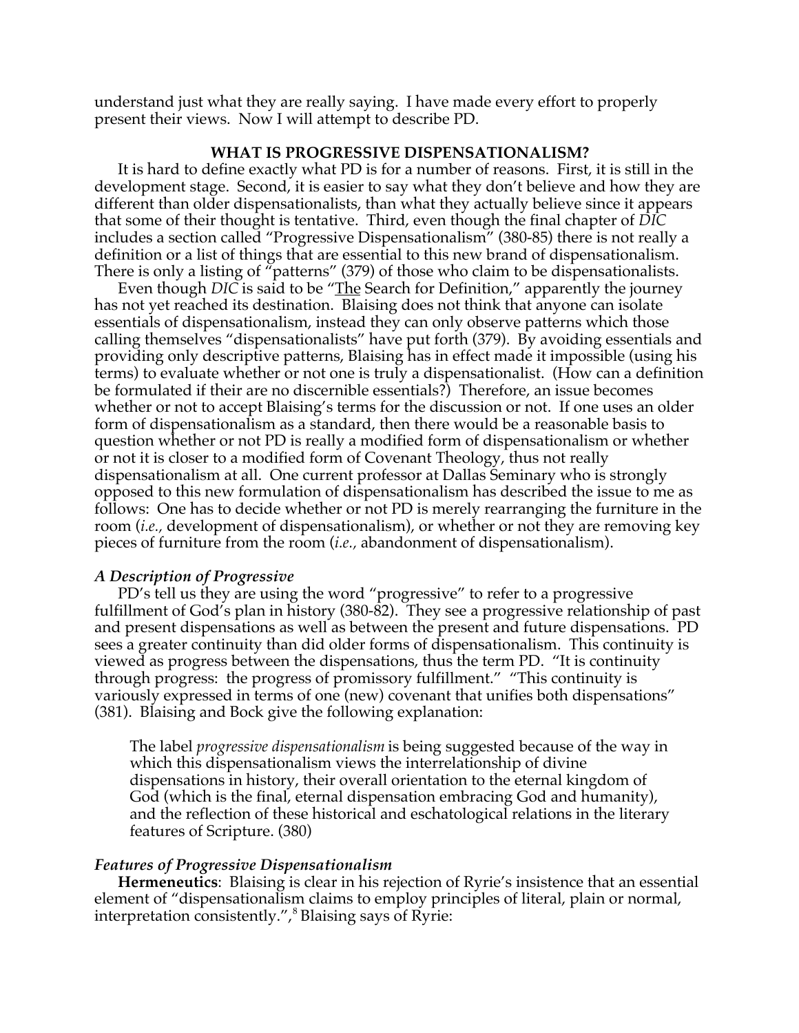understand just what they are really saying. I have made every effort to properly present their views. Now I will attempt to describe PD.

## WHAT IS PROGRESSIVE DISPENSATIONALISM?

It is hard to define exactly what PD is for a number of reasons. First, it is still in the development stage. Second, it is easier to say what they don't believe and how they are different than older dispensationalists, than what they actually believe since it appears that some of their thought is tentative. Third, even though the final chapter of *DIC* includes a section called "Progressive Dispensationalism" (380-85) there is not really a definition or a list of things that are essential to this new brand of dispensationalism. There is only a listing of "patterns" (379) of those who claim to be dispensationalists.

Even though *DIC* is said to be "The Search for Definition," apparently the journey has not yet reached its destination. Blaising does not think that anyone can isolate essentials of dispensationalism, instead they can only observe patterns which those calling themselves "dispensationalists" have put forth (379). By avoiding essentials and providing only descriptive patterns, Blaising has in effect made it impossible (using his terms) to evaluate whether or not one is truly a dispensationalist. (How can a definition be formulated if their are no discernible essentials?) Therefore, an issue becomes whether or not to accept Blaising's terms for the discussion or not. If one uses an older form of dispensationalism as a standard, then there would be a reasonable basis to question whether or not PD is really a modified form of dispensationalism or whether or not it is closer to a modified form of Covenant Theology, thus not really dispensationalism at all. One current professor at Dallas Seminary who is strongly opposed to this new formulation of dispensationalism has described the issue to me as follows: One has to decide whether or not PD is merely rearranging the furniture in the room (*i.e.*, development of dispensationalism), or whether or not they are removing key pieces of furniture from the room (*i.e.*, abandonment of dispensationalism).

### *A Description of Progressive*

PD's tell us they are using the word "progressive" to refer to a progressive fulfillment of God's plan in history (380-82). They see a progressive relationship of past and present dispensations as well as between the present and future dispensations. PD sees a greater continuity than did older forms of dispensationalism. This continuity is viewed as progress between the dispensations, thus the term PD. "It is continuity through progress: the progress of promissory fulfillment." "This continuity is variously expressed in terms of one (new) covenant that unifies both dispensations" (381). Blaising and Bock give the following explanation:

> The label *progressive dispensationalism* is being suggested because of the way in which this dispensationalism views the interrelationship of divine dispensations in history, their overall orientation to the eternal kingdom of God (which is the final, eternal dispensation embracing God and humanity), and the reflection of these historical and eschatological relations in the literary features of Scripture. (380)

### *Features of Progressive Dispensationalism*

**Hermeneutics**: Blaising is clear in his rejection of Ryrie's insistence that an essential element of "dispensationalism claims to employ principles of literal, plain or normal, interpretation consistently.",[8] Blaising says of Ryrie: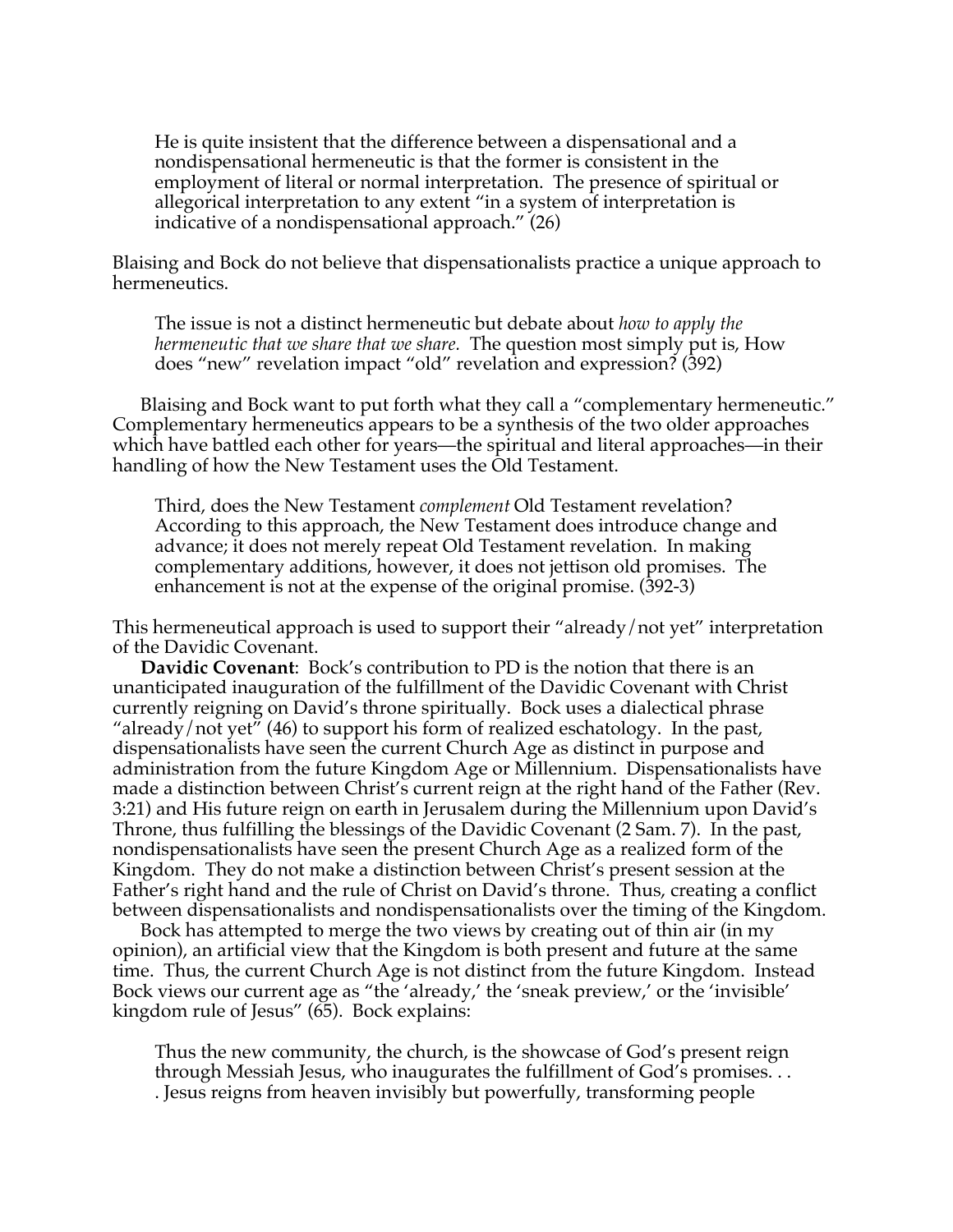> He is quite insistent that the difference between a dispensational and a nondispensational hermeneutic is that the former is consistent in the employment of literal or normal interpretation. The presence of spiritual or allegorical interpretation to any extent "in a system of interpretation is indicative of a nondispensational approach." (26)

Blaising and Bock do not believe that dispensationalists practice a unique approach to hermeneutics.

> The issue is not a distinct hermeneutic but debate about *how to apply the hermeneutic that we share that we share.* The question most simply put is, How does "new" revelation impact "old" revelation and expression? (392)

Blaising and Bock want to put forth what they call a "complementary hermeneutic." Complementary hermeneutics appears to be a synthesis of the two older approaches which have battled each other for years—the spiritual and literal approaches—in their handling of how the New Testament uses the Old Testament.

> Third, does the New Testament *complement* Old Testament revelation? According to this approach, the New Testament does introduce change and advance; it does not merely repeat Old Testament revelation. In making complementary additions, however, it does not jettison old promises. The enhancement is not at the expense of the original promise. (392-3)

This hermeneutical approach is used to support their "already/not yet" interpretation of the Davidic Covenant.

**Davidic Covenant**: Bock's contribution to PD is the notion that there is an unanticipated inauguration of the fulfillment of the Davidic Covenant with Christ currently reigning on David's throne spiritually. Bock uses a dialectical phrase "already/not yet" (46) to support his form of realized eschatology. In the past, dispensationalists have seen the current Church Age as distinct in purpose and administration from the future Kingdom Age or Millennium. Dispensationalists have made a distinction between Christ's current reign at the right hand of the Father (Rev. 3:21) and His future reign on earth in Jerusalem during the Millennium upon David's Throne, thus fulfilling the blessings of the Davidic Covenant (2 Sam. 7). In the past, nondispensationalists have seen the present Church Age as a realized form of the Kingdom. They do not make a distinction between Christ's present session at the Father's right hand and the rule of Christ on David's throne. Thus, creating a conflict between dispensationalists and nondispensationalists over the timing of the Kingdom.

Bock has attempted to merge the two views by creating out of thin air (in my opinion), an artificial view that the Kingdom is both present and future at the same time. Thus, the current Church Age is not distinct from the future Kingdom. Instead Bock views our current age as "the 'already,' the 'sneak preview,' or the 'invisible' kingdom rule of Jesus" (65). Bock explains:

> Thus the new community, the church, is the showcase of God's present reign through Messiah Jesus, who inaugurates the fulfillment of God's promises. . . . Jesus reigns from heaven invisibly but powerfully, transforming people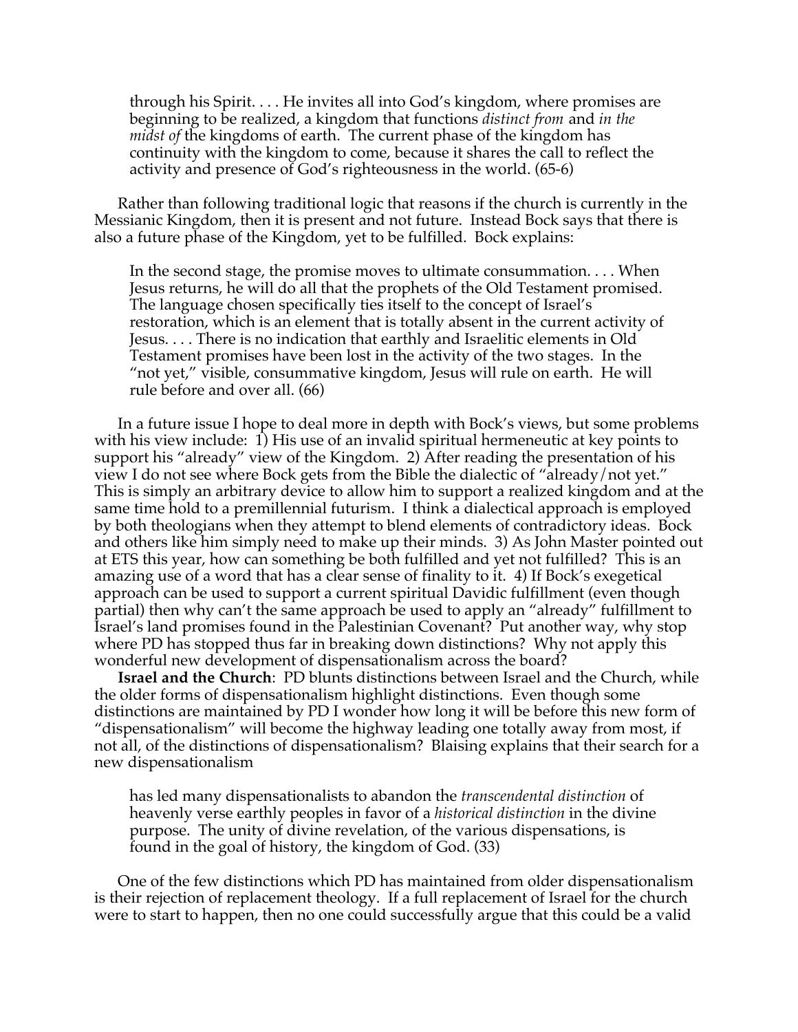> through his Spirit. . . . He invites all into God's kingdom, where promises are beginning to be realized, a kingdom that functions *distinct from* and *in the midst of* the kingdoms of earth. The current phase of the kingdom has continuity with the kingdom to come, because it shares the call to reflect the activity and presence of God's righteousness in the world. (65-6)

Rather than following traditional logic that reasons if the church is currently in the Messianic Kingdom, then it is present and not future. Instead Bock says that there is also a future phase of the Kingdom, yet to be fulfilled. Bock explains:

> In the second stage, the promise moves to ultimate consummation. . . . When Jesus returns, he will do all that the prophets of the Old Testament promised. The language chosen specifically ties itself to the concept of Israel's restoration, which is an element that is totally absent in the current activity of Jesus. . . . There is no indication that earthly and Israelitic elements in Old Testament promises have been lost in the activity of the two stages. In the "not yet," visible, consummative kingdom, Jesus will rule on earth. He will rule before and over all. (66)

In a future issue I hope to deal more in depth with Bock's views, but some problems with his view include: 1) His use of an invalid spiritual hermeneutic at key points to support his "already" view of the Kingdom. 2) After reading the presentation of his view I do not see where Bock gets from the Bible the dialectic of "already/not yet." This is simply an arbitrary device to allow him to support a realized kingdom and at the same time hold to a premillennial futurism. I think a dialectical approach is employed by both theologians when they attempt to blend elements of contradictory ideas. Bock and others like him simply need to make up their minds. 3) As John Master pointed out at ETS this year, how can something be both fulfilled and yet not fulfilled? This is an amazing use of a word that has a clear sense of finality to it. 4) If Bock's exegetical approach can be used to support a current spiritual Davidic fulfillment (even though partial) then why can't the same approach be used to apply an "already" fulfillment to Israel's land promises found in the Palestinian Covenant? Put another way, why stop where PD has stopped thus far in breaking down distinctions? Why not apply this wonderful new development of dispensationalism across the board?

**Israel and the Church**: PD blunts distinctions between Israel and the Church, while the older forms of dispensationalism highlight distinctions. Even though some distinctions are maintained by PD I wonder how long it will be before this new form of "dispensationalism" will become the highway leading one totally away from most, if not all, of the distinctions of dispensationalism? Blaising explains that their search for a new dispensationalism

> has led many dispensationalists to abandon the *transcendental distinction* of heavenly verse earthly peoples in favor of a *historical distinction* in the divine purpose. The unity of divine revelation, of the various dispensations, is found in the goal of history, the kingdom of God. (33)

One of the few distinctions which PD has maintained from older dispensationalism is their rejection of replacement theology. If a full replacement of Israel for the church were to start to happen, then no one could successfully argue that this could be a valid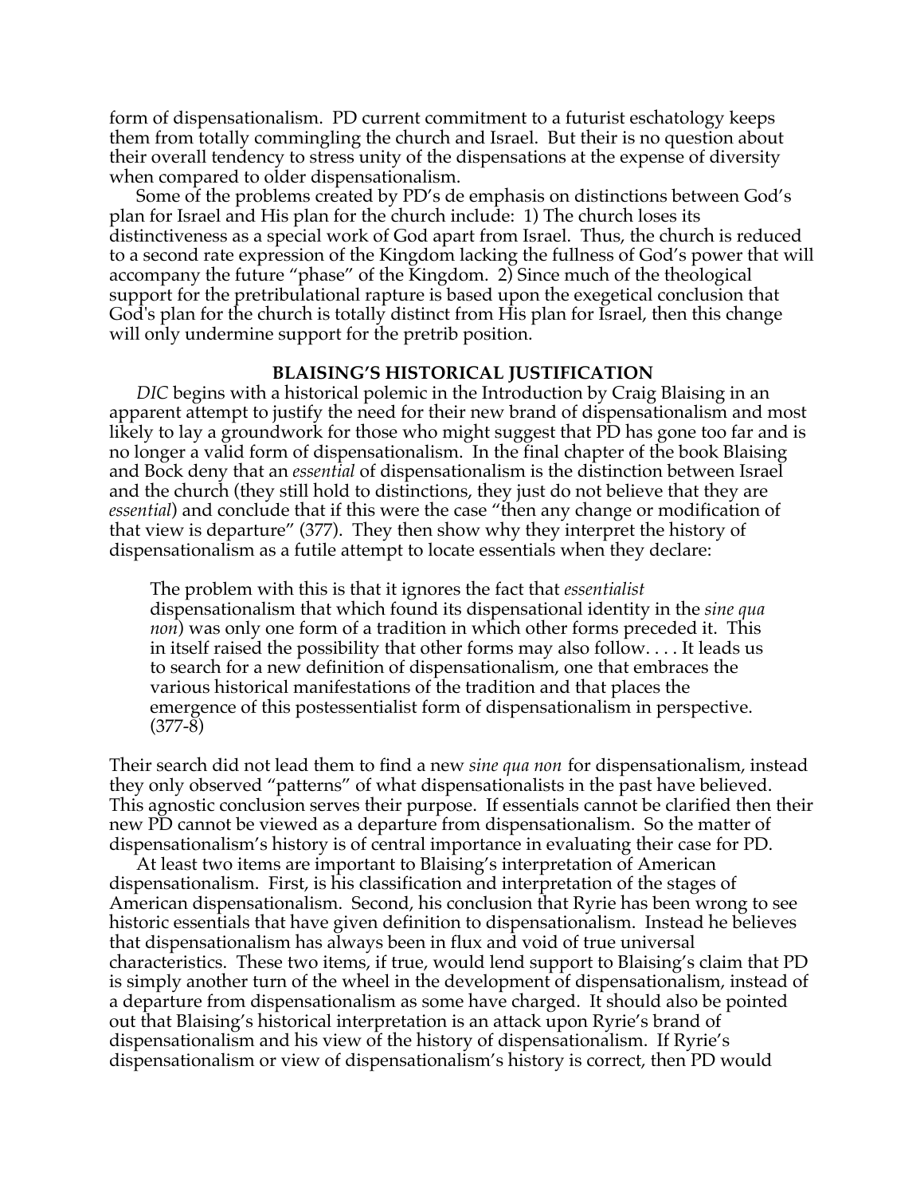form of dispensationalism. PD current commitment to a futurist eschatology keeps them from totally commingling the church and Israel. But their is no question about their overall tendency to stress unity of the dispensations at the expense of diversity when compared to older dispensationalism.

Some of the problems created by PD's de emphasis on distinctions between God's plan for Israel and His plan for the church include: 1) The church loses its distinctiveness as a special work of God apart from Israel. Thus, the church is reduced to a second rate expression of the Kingdom lacking the fullness of God's power that will accompany the future "phase" of the Kingdom. 2) Since much of the theological support for the pretribulational rapture is based upon the exegetical conclusion that God's plan for the church is totally distinct from His plan for Israel, then this change will only undermine support for the pretrib position.

## BLAISING'S HISTORICAL JUSTIFICATION

*DIC* begins with a historical polemic in the Introduction by Craig Blaising in an apparent attempt to justify the need for their new brand of dispensationalism and most likely to lay a groundwork for those who might suggest that PD has gone too far and is no longer a valid form of dispensationalism. In the final chapter of the book Blaising and Bock deny that an *essential* of dispensationalism is the distinction between Israel and the church (they still hold to distinctions, they just do not believe that they are *essential*) and conclude that if this were the case "then any change or modification of that view is departure" (377). They then show why they interpret the history of dispensationalism as a futile attempt to locate essentials when they declare:

> The problem with this is that it ignores the fact that *essentialist* dispensationalism that which found its dispensational identity in the *sine qua non*) was only one form of a tradition in which other forms preceded it. This in itself raised the possibility that other forms may also follow. . . . It leads us to search for a new definition of dispensationalism, one that embraces the various historical manifestations of the tradition and that places the emergence of this postessentialist form of dispensationalism in perspective. (377-8)

Their search did not lead them to find a new *sine qua non* for dispensationalism, instead they only observed "patterns" of what dispensationalists in the past have believed. This agnostic conclusion serves their purpose. If essentials cannot be clarified then their new PD cannot be viewed as a departure from dispensationalism. So the matter of dispensationalism's history is of central importance in evaluating their case for PD.

At least two items are important to Blaising's interpretation of American dispensationalism. First, is his classification and interpretation of the stages of American dispensationalism. Second, his conclusion that Ryrie has been wrong to see historic essentials that have given definition to dispensationalism. Instead he believes that dispensationalism has always been in flux and void of true universal characteristics. These two items, if true, would lend support to Blaising's claim that PD is simply another turn of the wheel in the development of dispensationalism, instead of a departure from dispensationalism as some have charged. It should also be pointed out that Blaising's historical interpretation is an attack upon Ryrie's brand of dispensationalism and his view of the history of dispensationalism. If Ryrie's dispensationalism or view of dispensationalism's history is correct, then PD would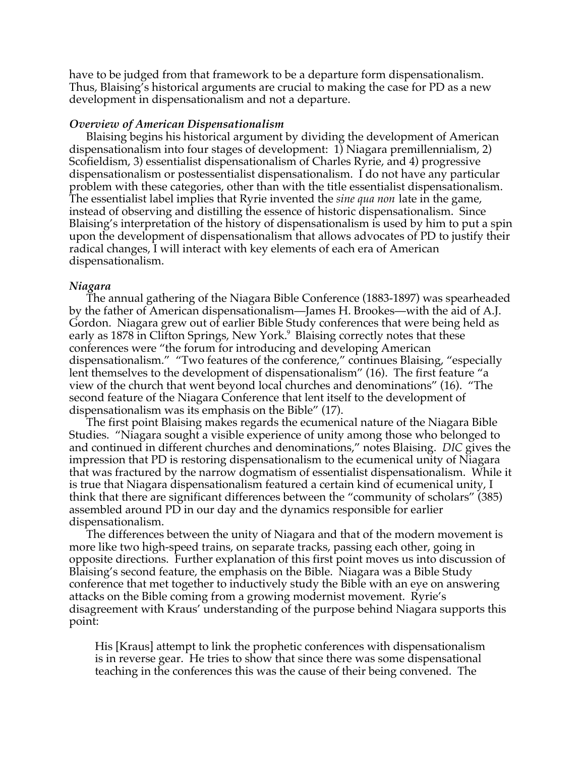have to be judged from that framework to be a departure form dispensationalism. Thus, Blaising's historical arguments are crucial to making the case for PD as a new development in dispensationalism and not a departure.

### *Overview of American Dispensationalism*

Blaising begins his historical argument by dividing the development of American dispensationalism into four stages of development: 1) Niagara premillennialism, 2) Scofieldism, 3) essentialist dispensationalism of Charles Ryrie, and 4) progressive dispensationalism or postessentialist dispensationalism. I do not have any particular problem with these categories, other than with the title essentialist dispensationalism. The essentialist label implies that Ryrie invented the *sine qua non* late in the game, instead of observing and distilling the essence of historic dispensationalism. Since Blaising's interpretation of the history of dispensationalism is used by him to put a spin upon the development of dispensationalism that allows advocates of PD to justify their radical changes, I will interact with key elements of each era of American dispensationalism.

### *Niagara*

The annual gathering of the Niagara Bible Conference (1883-1897) was spearheaded by the father of American dispensationalism—James H. Brookes—with the aid of A.J. Gordon. Niagara grew out of earlier Bible Study conferences that were being held as early as 1878 in Clifton Springs, New York.[9] Blaising correctly notes that these conferences were "the forum for introducing and developing American dispensationalism." "Two features of the conference," continues Blaising, "especially lent themselves to the development of dispensationalism" (16). The first feature "a view of the church that went beyond local churches and denominations" (16). "The second feature of the Niagara Conference that lent itself to the development of dispensationalism was its emphasis on the Bible" (17).

The first point Blaising makes regards the ecumenical nature of the Niagara Bible Studies. "Niagara sought a visible experience of unity among those who belonged to and continued in different churches and denominations," notes Blaising. *DIC* gives the impression that PD is restoring dispensationalism to the ecumenical unity of Niagara that was fractured by the narrow dogmatism of essentialist dispensationalism. While it is true that Niagara dispensationalism featured a certain kind of ecumenical unity, I think that there are significant differences between the "community of scholars" (385) assembled around PD in our day and the dynamics responsible for earlier dispensationalism.

The differences between the unity of Niagara and that of the modern movement is more like two high-speed trains, on separate tracks, passing each other, going in opposite directions. Further explanation of this first point moves us into discussion of Blaising's second feature, the emphasis on the Bible. Niagara was a Bible Study conference that met together to inductively study the Bible with an eye on answering attacks on the Bible coming from a growing modernist movement. Ryrie's disagreement with Kraus' understanding of the purpose behind Niagara supports this point:

> His [Kraus] attempt to link the prophetic conferences with dispensationalism is in reverse gear. He tries to show that since there was some dispensational teaching in the conferences this was the cause of their being convened. The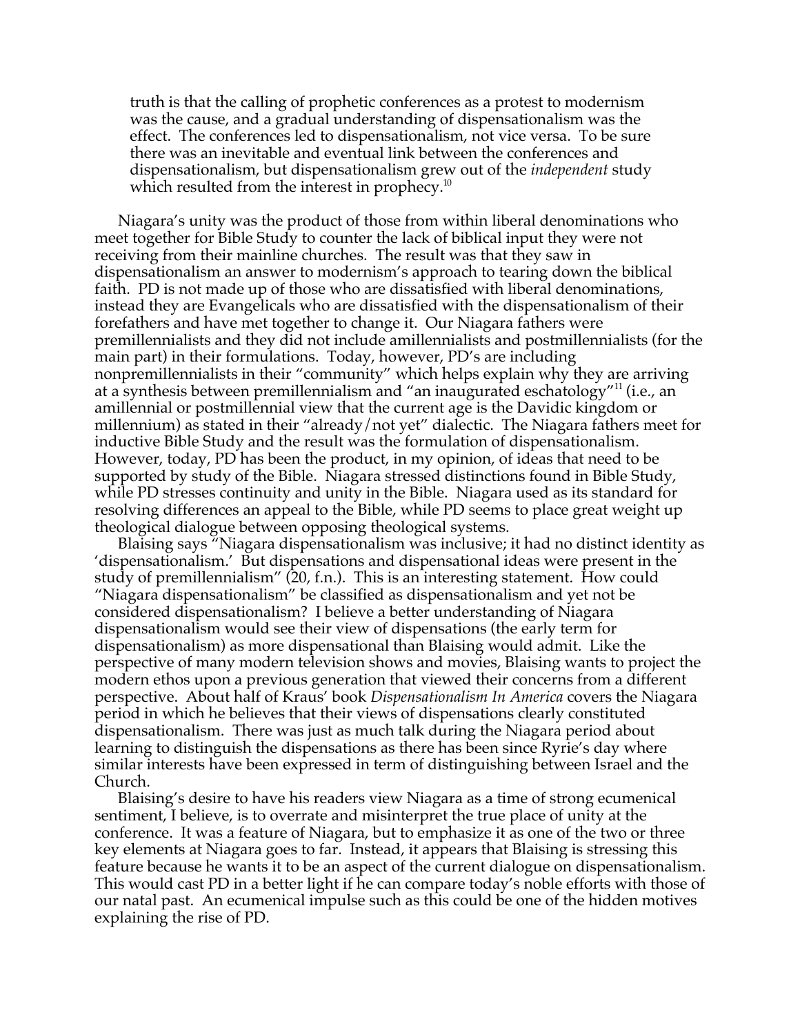> truth is that the calling of prophetic conferences as a protest to modernism was the cause, and a gradual understanding of dispensationalism was the effect. The conferences led to dispensationalism, not vice versa. To be sure there was an inevitable and eventual link between the conferences and dispensationalism, but dispensationalism grew out of the *independent* study which resulted from the interest in prophecy.[10]

Niagara's unity was the product of those from within liberal denominations who meet together for Bible Study to counter the lack of biblical input they were not receiving from their mainline churches. The result was that they saw in dispensationalism an answer to modernism's approach to tearing down the biblical faith. PD is not made up of those who are dissatisfied with liberal denominations, instead they are Evangelicals who are dissatisfied with the dispensationalism of their forefathers and have met together to change it. Our Niagara fathers were premillennialists and they did not include amillennialists and postmillennialists (for the main part) in their formulations. Today, however, PD's are including nonpremillennialists in their "community" which helps explain why they are arriving at a synthesis between premillennialism and "an inaugurated eschatology"[11] (i.e., an amillennial or postmillennial view that the current age is the Davidic kingdom or millennium) as stated in their "already/not yet" dialectic. The Niagara fathers meet for inductive Bible Study and the result was the formulation of dispensationalism. However, today, PD has been the product, in my opinion, of ideas that need to be supported by study of the Bible. Niagara stressed distinctions found in Bible Study, while PD stresses continuity and unity in the Bible. Niagara used as its standard for resolving differences an appeal to the Bible, while PD seems to place great weight up theological dialogue between opposing theological systems.

Blaising says "Niagara dispensationalism was inclusive; it had no distinct identity as 'dispensationalism.' But dispensations and dispensational ideas were present in the study of premillennialism" (20, f.n.). This is an interesting statement. How could "Niagara dispensationalism" be classified as dispensationalism and yet not be considered dispensationalism? I believe a better understanding of Niagara dispensationalism would see their view of dispensations (the early term for dispensationalism) as more dispensational than Blaising would admit. Like the perspective of many modern television shows and movies, Blaising wants to project the modern ethos upon a previous generation that viewed their concerns from a different perspective. About half of Kraus' book *Dispensationalism In America* covers the Niagara period in which he believes that their views of dispensations clearly constituted dispensationalism. There was just as much talk during the Niagara period about learning to distinguish the dispensations as there has been since Ryrie's day where similar interests have been expressed in term of distinguishing between Israel and the Church.

Blaising's desire to have his readers view Niagara as a time of strong ecumenical sentiment, I believe, is to overrate and misinterpret the true place of unity at the conference. It was a feature of Niagara, but to emphasize it as one of the two or three key elements at Niagara goes to far. Instead, it appears that Blaising is stressing this feature because he wants it to be an aspect of the current dialogue on dispensationalism. This would cast PD in a better light if he can compare today's noble efforts with those of our natal past. An ecumenical impulse such as this could be one of the hidden motives explaining the rise of PD.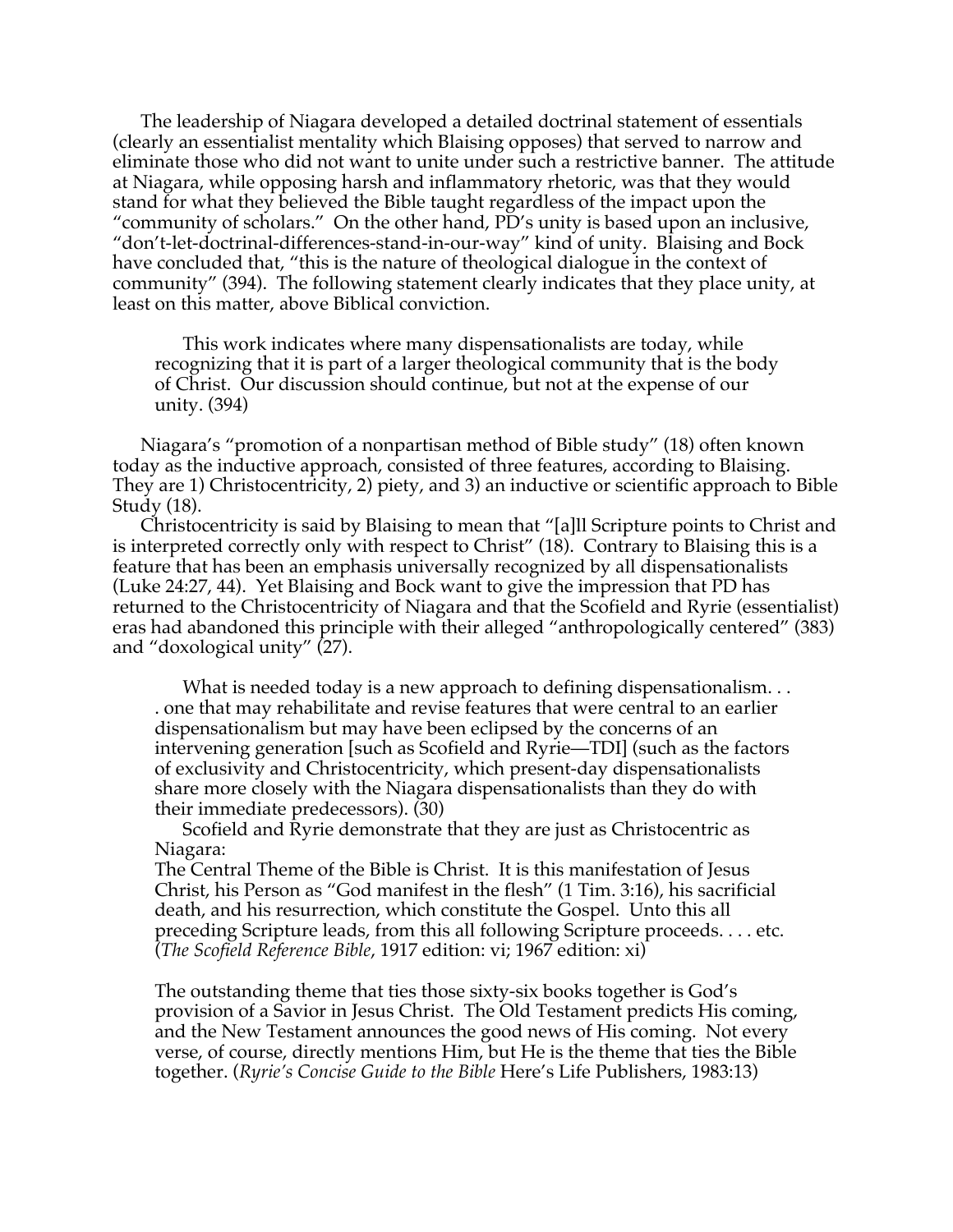The leadership of Niagara developed a detailed doctrinal statement of essentials (clearly an essentialist mentality which Blaising opposes) that served to narrow and eliminate those who did not want to unite under such a restrictive banner. The attitude at Niagara, while opposing harsh and inflammatory rhetoric, was that they would stand for what they believed the Bible taught regardless of the impact upon the "community of scholars." On the other hand, PD's unity is based upon an inclusive, "don't-let-doctrinal-differences-stand-in-our-way" kind of unity. Blaising and Bock have concluded that, "this is the nature of theological dialogue in the context of community" (394). The following statement clearly indicates that they place unity, at least on this matter, above Biblical conviction.

> This work indicates where many dispensationalists are today, while recognizing that it is part of a larger theological community that is the body of Christ. Our discussion should continue, but not at the expense of our unity. (394)

Niagara's "promotion of a nonpartisan method of Bible study" (18) often known today as the inductive approach, consisted of three features, according to Blaising. They are 1) Christocentricity, 2) piety, and 3) an inductive or scientific approach to Bible Study (18).

Christocentricity is said by Blaising to mean that "[a]ll Scripture points to Christ and is interpreted correctly only with respect to Christ" (18). Contrary to Blaising this is a feature that has been an emphasis universally recognized by all dispensationalists (Luke 24:27, 44). Yet Blaising and Bock want to give the impression that PD has returned to the Christocentricity of Niagara and that the Scofield and Ryrie (essentialist) eras had abandoned this principle with their alleged "anthropologically centered" (383) and "doxological unity" (27).

> What is needed today is a new approach to defining dispensationalism. . . . one that may rehabilitate and revise features that were central to an earlier dispensationalism but may have been eclipsed by the concerns of an intervening generation [such as Scofield and Ryrie—TDI] (such as the factors of exclusivity and Christocentricity, which present-day dispensationalists share more closely with the Niagara dispensationalists than they do with their immediate predecessors). (30)

Scofield and Ryrie demonstrate that they are just as Christocentric as Niagara:

> The Central Theme of the Bible is Christ. It is this manifestation of Jesus Christ, his Person as "God manifest in the flesh" (1 Tim. 3:16), his sacrificial death, and his resurrection, which constitute the Gospel. Unto this all preceding Scripture leads, from this all following Scripture proceeds. . . . etc. (*The Scofield Reference Bible*, 1917 edition: vi; 1967 edition: xi)

> The outstanding theme that ties those sixty-six books together is God's provision of a Savior in Jesus Christ. The Old Testament predicts His coming, and the New Testament announces the good news of His coming. Not every verse, of course, directly mentions Him, but He is the theme that ties the Bible together. (*Ryrie's Concise Guide to the Bible* Here's Life Publishers, 1983:13)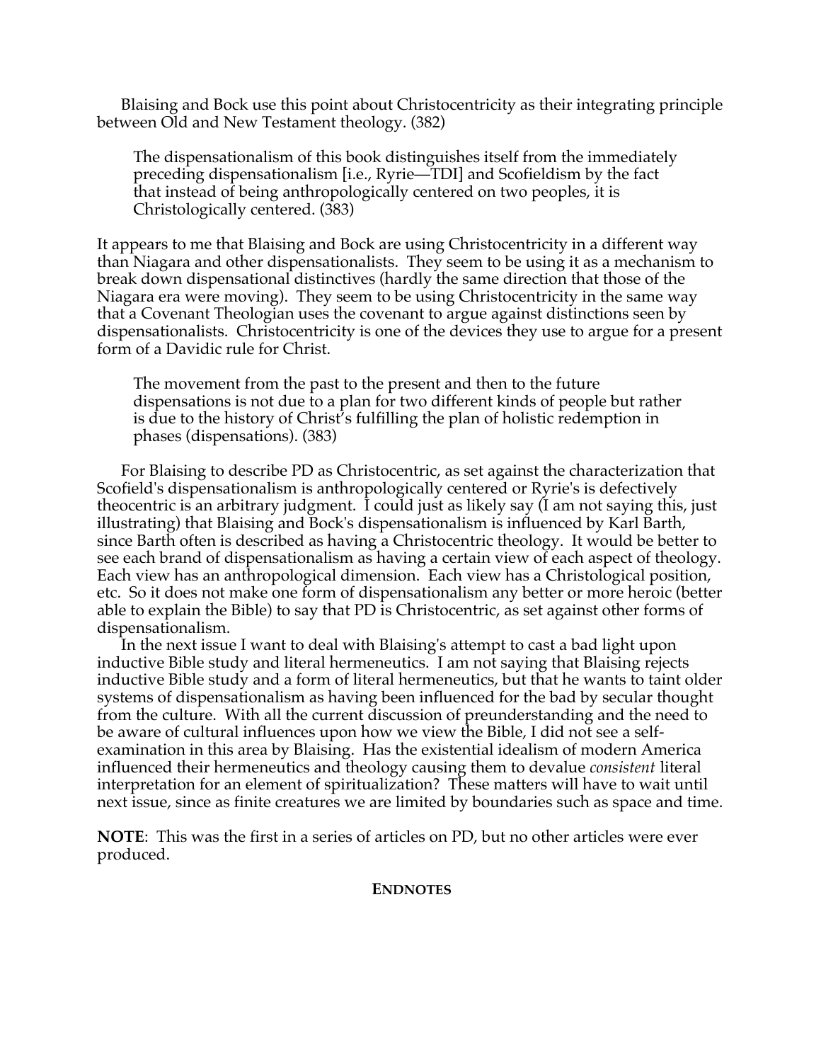Blaising and Bock use this point about Christocentricity as their integrating principle between Old and New Testament theology. (382)

> The dispensationalism of this book distinguishes itself from the immediately preceding dispensationalism [i.e., Ryrie—TDI] and Scofieldism by the fact that instead of being anthropologically centered on two peoples, it is Christologically centered. (383)

It appears to me that Blaising and Bock are using Christocentricity in a different way than Niagara and other dispensationalists. They seem to be using it as a mechanism to break down dispensational distinctives (hardly the same direction that those of the Niagara era were moving). They seem to be using Christocentricity in the same way that a Covenant Theologian uses the covenant to argue against distinctions seen by dispensationalists. Christocentricity is one of the devices they use to argue for a present form of a Davidic rule for Christ.

> The movement from the past to the present and then to the future dispensations is not due to a plan for two different kinds of people but rather is due to the history of Christ's fulfilling the plan of holistic redemption in phases (dispensations). (383)

For Blaising to describe PD as Christocentric, as set against the characterization that Scofield's dispensationalism is anthropologically centered or Ryrie's is defectively theocentric is an arbitrary judgment. I could just as likely say (I am not saying this, just illustrating) that Blaising and Bock's dispensationalism is influenced by Karl Barth, since Barth often is described as having a Christocentric theology. It would be better to see each brand of dispensationalism as having a certain view of each aspect of theology. Each view has an anthropological dimension. Each view has a Christological position, etc. So it does not make one form of dispensationalism any better or more heroic (better able to explain the Bible) to say that PD is Christocentric, as set against other forms of dispensationalism.

In the next issue I want to deal with Blaising's attempt to cast a bad light upon inductive Bible study and literal hermeneutics. I am not saying that Blaising rejects inductive Bible study and a form of literal hermeneutics, but that he wants to taint older systems of dispensationalism as having been influenced for the bad by secular thought from the culture. With all the current discussion of preunderstanding and the need to be aware of cultural influences upon how we view the Bible, I did not see a self-examination in this area by Blaising. Has the existential idealism of modern America influenced their hermeneutics and theology causing them to devalue *consistent* literal interpretation for an element of spiritualization? These matters will have to wait until next issue, since as finite creatures we are limited by boundaries such as space and time.

**NOTE**: This was the first in a series of articles on PD, but no other articles were ever produced.

## ENDNOTES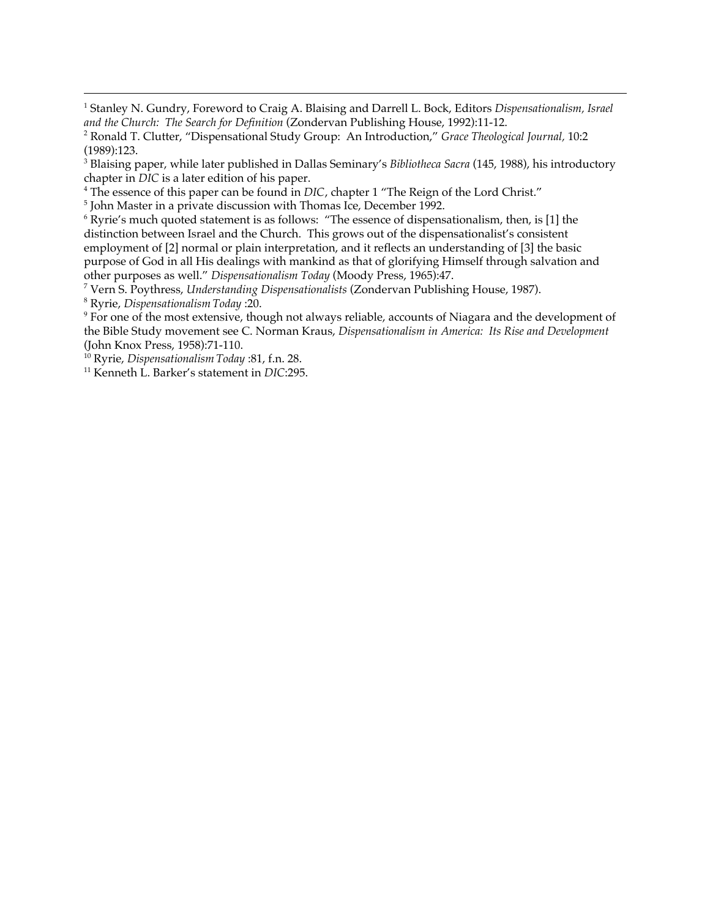[1] Stanley N. Gundry, Foreword to Craig A. Blaising and Darrell L. Bock, Editors *Dispensationalism, Israel and the Church: The Search for Definition* (Zondervan Publishing House, 1992):11-12.

[2] Ronald T. Clutter, "Dispensational Study Group: An Introduction," *Grace Theological Journal,* 10:2 (1989):123.

[3] Blaising paper, while later published in Dallas Seminary's *Bibliotheca Sacra* (145, 1988), his introductory chapter in *DIC* is a later edition of his paper.

[4] The essence of this paper can be found in *DIC*, chapter 1 "The Reign of the Lord Christ."

[5] John Master in a private discussion with Thomas Ice, December 1992.

[6] Ryrie's much quoted statement is as follows: "The essence of dispensationalism, then, is [1] the distinction between Israel and the Church. This grows out of the dispensationalist's consistent employment of [2] normal or plain interpretation, and it reflects an understanding of [3] the basic purpose of God in all His dealings with mankind as that of glorifying Himself through salvation and other purposes as well." *Dispensationalism Today* (Moody Press, 1965):47.

[7] Vern S. Poythress, *Understanding Dispensationalists* (Zondervan Publishing House, 1987).

[8] Ryrie, *Dispensationalism Today* :20.

[9] For one of the most extensive, though not always reliable, accounts of Niagara and the development of the Bible Study movement see C. Norman Kraus, *Dispensationalism in America: Its Rise and Development* (John Knox Press, 1958):71-110.

[10] Ryrie, *Dispensationalism Today* :81, f.n. 28.

[11] Kenneth L. Barker's statement in *DIC*:295.